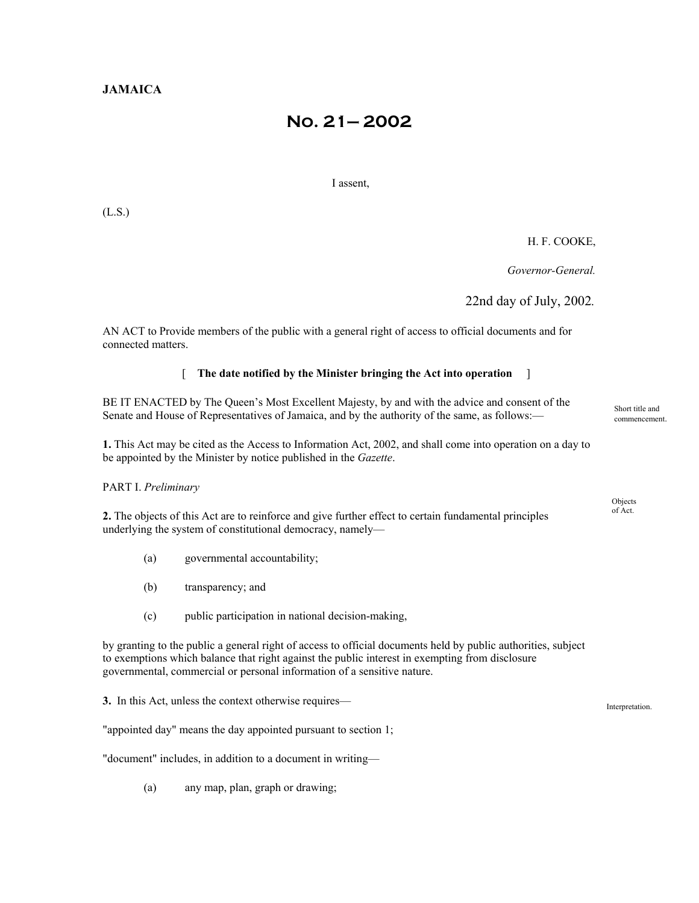**JAMAICA**

# No. 21—2002

I assent,

(L.S.)

H. F. COOKE,

*Governor-General.*

22nd day of July, 2002.

AN ACT to Provide members of the public with a general right of access to official documents and for connected matters.

[ **The date notified by the Minister bringing the Act into operation** ]

BE IT ENACTED by The Queen's Most Excellent Majesty, by and with the advice and consent of the Senate and House of Representatives of Jamaica, and by the authority of the same, as follows:—

Short title and commencement.

**1.** This Act may be cited as the Access to Information Act, 2002, and shall come into operation on a day to be appointed by the Minister by notice published in the *Gazette*.

PART I. *Preliminary*

Objects of Act.

**2.** The objects of this Act are to reinforce and give further effect to certain fundamental principles underlying the system of constitutional democracy, namely—

(a) governmental accountability;

(b) transparency; and

(c) public participation in national decision-making,

by granting to the public a general right of access to official documents held by public authorities, subject to exemptions which balance that right against the public interest in exempting from disclosure governmental, commercial or personal information of a sensitive nature.

Interpretation.

**3.** In this Act, unless the context otherwise requires—

"appointed day" means the day appointed pursuant to section 1;

"document" includes, in addition to a document in writing—

(a) any map, plan, graph or drawing;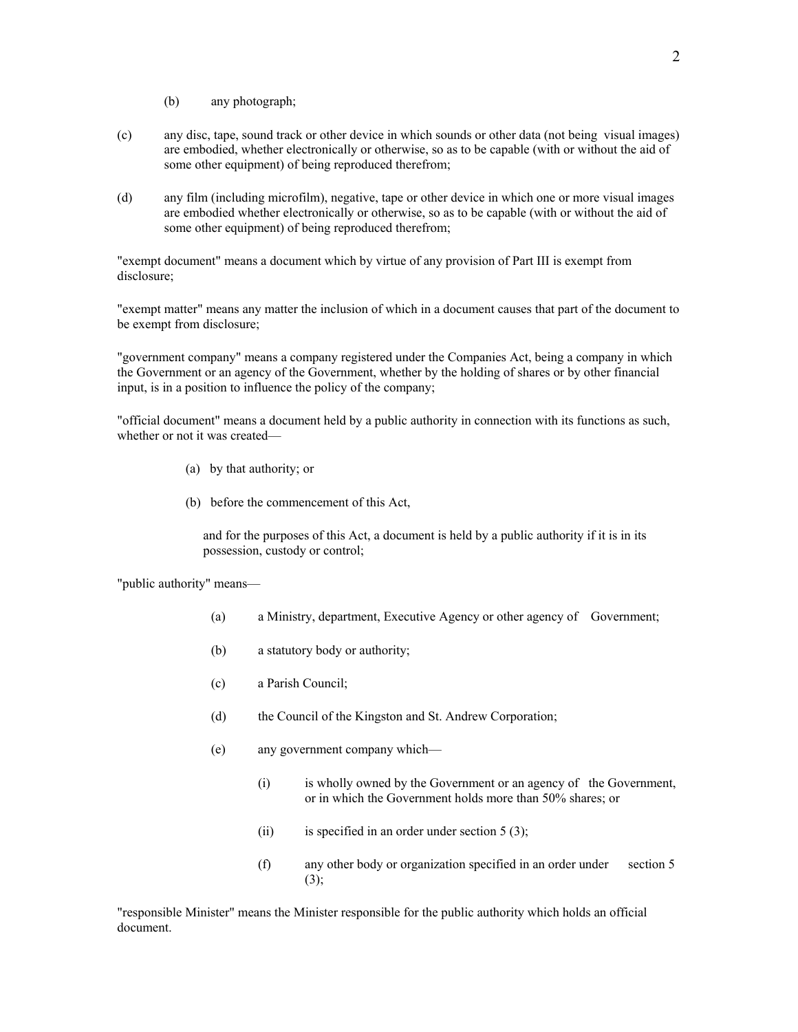(b) any photograph;

(c) any disc, tape, sound track or other device in which sounds or other data (not being visual images) are embodied, whether electronically or otherwise, so as to be capable (with or without the aid of some other equipment) of being reproduced therefrom;

(d) any film (including microfilm), negative, tape or other device in which one or more visual images are embodied whether electronically or otherwise, so as to be capable (with or without the aid of some other equipment) of being reproduced therefrom;

"exempt document" means a document which by virtue of any provision of Part III is exempt from disclosure;

"exempt matter" means any matter the inclusion of which in a document causes that part of the document to be exempt from disclosure;

"government company" means a company registered under the Companies Act, being a company in which the Government or an agency of the Government, whether by the holding of shares or by other financial input, is in a position to influence the policy of the company;

"official document" means a document held by a public authority in connection with its functions as such, whether or not it was created—

(a) by that authority; or

(b) before the commencement of this Act,

and for the purposes of this Act, a document is held by a public authority if it is in its possession, custody or control;

"public authority" means—

(a) a Ministry, department, Executive Agency or other agency of Government;

(b) a statutory body or authority;

(c) a Parish Council;

(d) the Council of the Kingston and St. Andrew Corporation;

(e) any government company which—

(i) is wholly owned by the Government or an agency of the Government, or in which the Government holds more than 50% shares; or

(ii) is specified in an order under section 5 (3);

(f) any other body or organization specified in an order under section 5 (3);

"responsible Minister" means the Minister responsible for the public authority which holds an official document.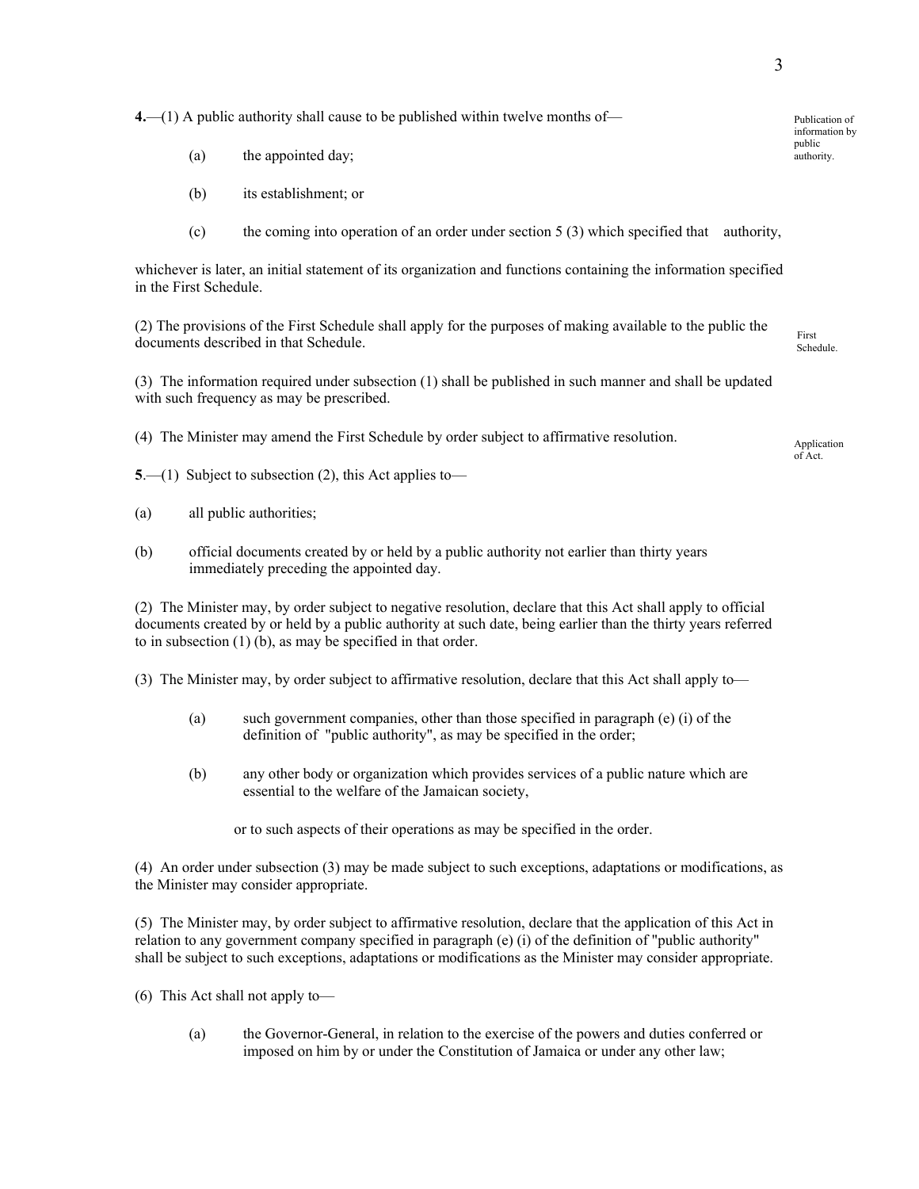Publication of information by public authority.

**4.**—(1) A public authority shall cause to be published within twelve months of—

(a) the appointed day;

(b) its establishment; or

(c) the coming into operation of an order under section 5 (3) which specified that authority,

whichever is later, an initial statement of its organization and functions containing the information specified in the First Schedule.

First Schedule.

(2) The provisions of the First Schedule shall apply for the purposes of making available to the public the documents described in that Schedule.

(3) The information required under subsection (1) shall be published in such manner and shall be updated with such frequency as may be prescribed.

(4) The Minister may amend the First Schedule by order subject to affirmative resolution.

Application of Act.

**5**.—(1) Subject to subsection (2), this Act applies to—

(a) all public authorities;

(b) official documents created by or held by a public authority not earlier than thirty years immediately preceding the appointed day.

(2) The Minister may, by order subject to negative resolution, declare that this Act shall apply to official documents created by or held by a public authority at such date, being earlier than the thirty years referred to in subsection (1) (b), as may be specified in that order.

(3) The Minister may, by order subject to affirmative resolution, declare that this Act shall apply to—

(a) such government companies, other than those specified in paragraph (e) (i) of the definition of "public authority", as may be specified in the order;

(b) any other body or organization which provides services of a public nature which are essential to the welfare of the Jamaican society,

or to such aspects of their operations as may be specified in the order.

(4) An order under subsection (3) may be made subject to such exceptions, adaptations or modifications, as the Minister may consider appropriate.

(5) The Minister may, by order subject to affirmative resolution, declare that the application of this Act in relation to any government company specified in paragraph (e) (i) of the definition of "public authority" shall be subject to such exceptions, adaptations or modifications as the Minister may consider appropriate.

(6) This Act shall not apply to—

(a) the Governor-General, in relation to the exercise of the powers and duties conferred or imposed on him by or under the Constitution of Jamaica or under any other law;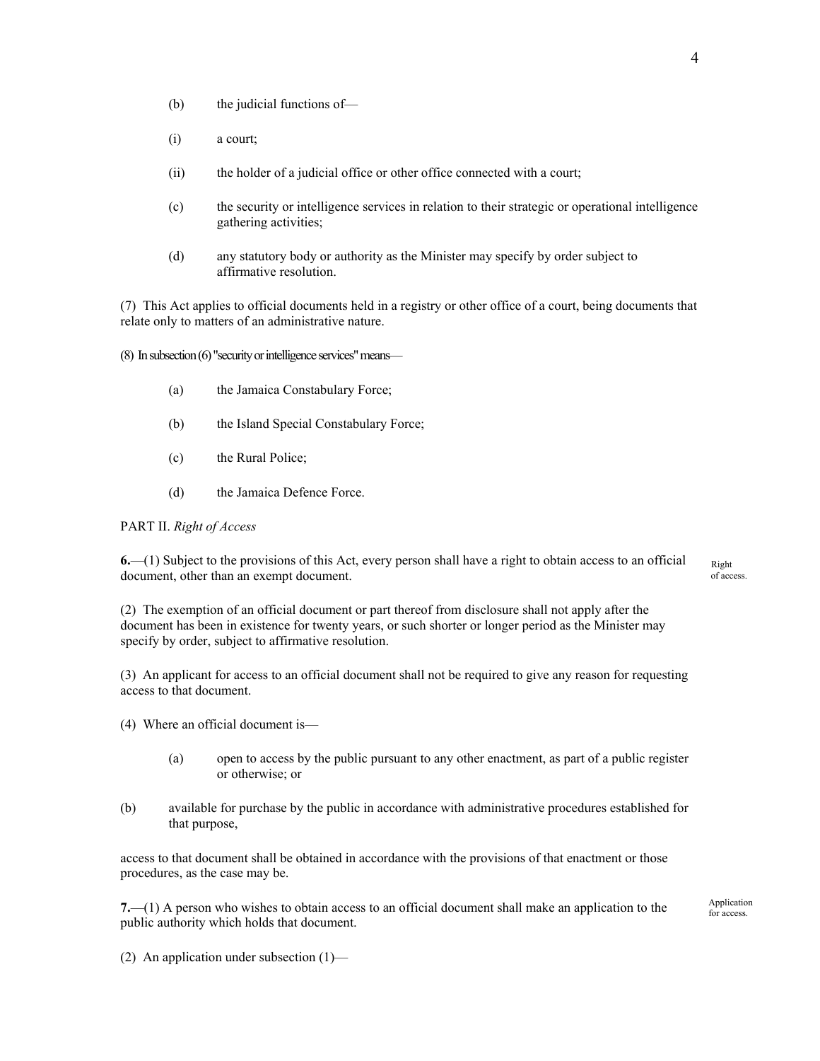(b) the judicial functions of—

(i) a court;

(ii) the holder of a judicial office or other office connected with a court;

(c) the security or intelligence services in relation to their strategic or operational intelligence gathering activities;

(d) any statutory body or authority as the Minister may specify by order subject to affirmative resolution.

(7) This Act applies to official documents held in a registry or other office of a court, being documents that relate only to matters of an administrative nature.

(8) In subsection (6) "security or intelligence services" means—

(a) the Jamaica Constabulary Force;

(b) the Island Special Constabulary Force;

(c) the Rural Police;

(d) the Jamaica Defence Force.

PART II. *Right of Access*

**6.**—(1) Subject to the provisions of this Act, every person shall have a right to obtain access to an official document, other than an exempt document.

Right of access.

(2) The exemption of an official document or part thereof from disclosure shall not apply after the document has been in existence for twenty years, or such shorter or longer period as the Minister may specify by order, subject to affirmative resolution.

(3) An applicant for access to an official document shall not be required to give any reason for requesting access to that document.

(4) Where an official document is—

(a) open to access by the public pursuant to any other enactment, as part of a public register or otherwise; or

(b) available for purchase by the public in accordance with administrative procedures established for that purpose,

access to that document shall be obtained in accordance with the provisions of that enactment or those procedures, as the case may be.

**7.**—(1) A person who wishes to obtain access to an official document shall make an application to the public authority which holds that document.

Application for access.

(2) An application under subsection (1)—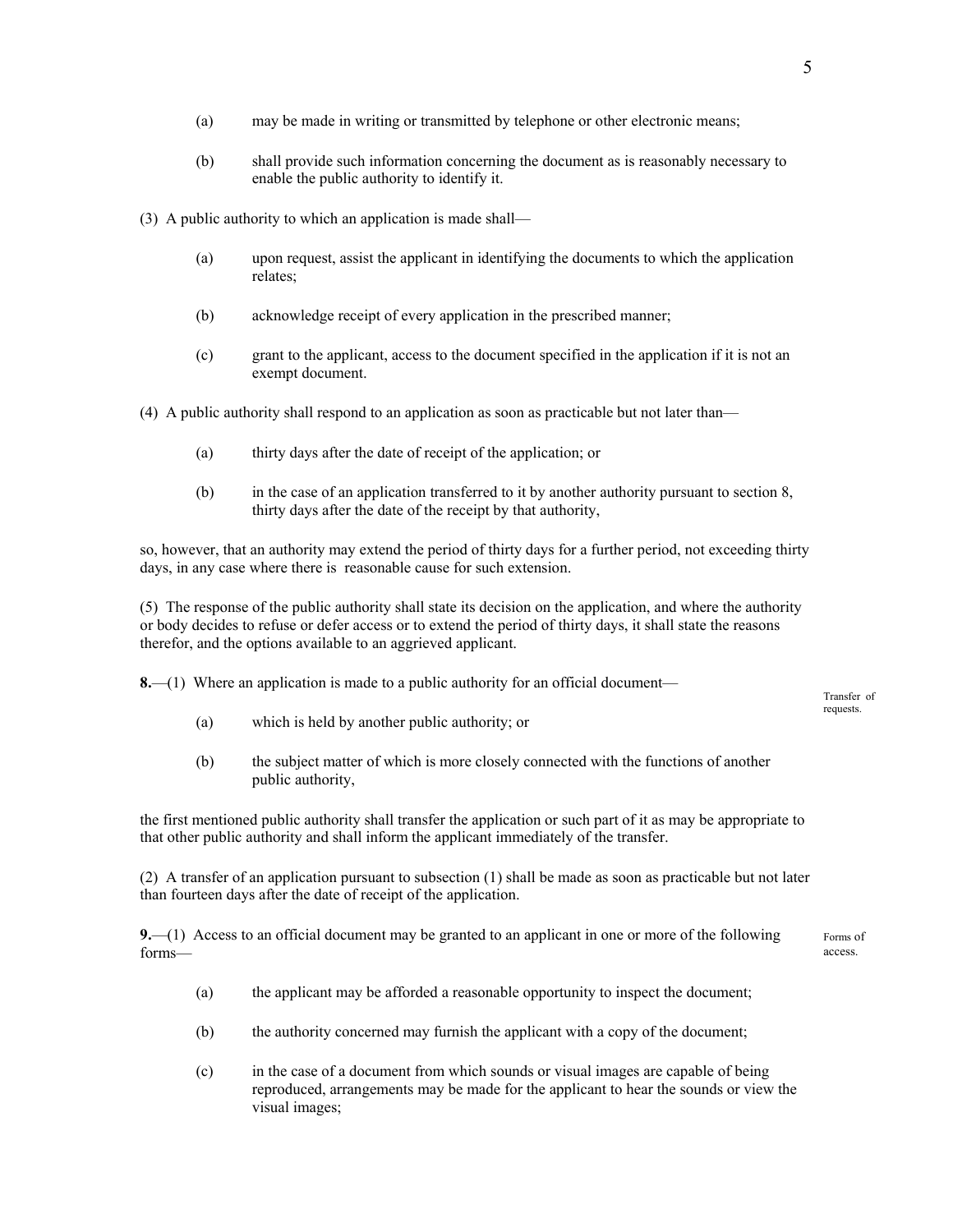(a) may be made in writing or transmitted by telephone or other electronic means;

(b) shall provide such information concerning the document as is reasonably necessary to enable the public authority to identify it.

(3) A public authority to which an application is made shall—

(a) upon request, assist the applicant in identifying the documents to which the application relates;

(b) acknowledge receipt of every application in the prescribed manner;

(c) grant to the applicant, access to the document specified in the application if it is not an exempt document.

(4) A public authority shall respond to an application as soon as practicable but not later than—

(a) thirty days after the date of receipt of the application; or

(b) in the case of an application transferred to it by another authority pursuant to section 8, thirty days after the date of the receipt by that authority,

so, however, that an authority may extend the period of thirty days for a further period, not exceeding thirty days, in any case where there is reasonable cause for such extension.

(5) The response of the public authority shall state its decision on the application, and where the authority or body decides to refuse or defer access or to extend the period of thirty days, it shall state the reasons therefor, and the options available to an aggrieved applicant.

*Transfer of requests.*

**8.**—(1) Where an application is made to a public authority for an official document—

(a) which is held by another public authority; or

(b) the subject matter of which is more closely connected with the functions of another public authority,

the first mentioned public authority shall transfer the application or such part of it as may be appropriate to that other public authority and shall inform the applicant immediately of the transfer.

(2) A transfer of an application pursuant to subsection (1) shall be made as soon as practicable but not later than fourteen days after the date of receipt of the application.

*Forms of access.*

**9.**—(1) Access to an official document may be granted to an applicant in one or more of the following forms—

(a) the applicant may be afforded a reasonable opportunity to inspect the document;

(b) the authority concerned may furnish the applicant with a copy of the document;

(c) in the case of a document from which sounds or visual images are capable of being reproduced, arrangements may be made for the applicant to hear the sounds or view the visual images;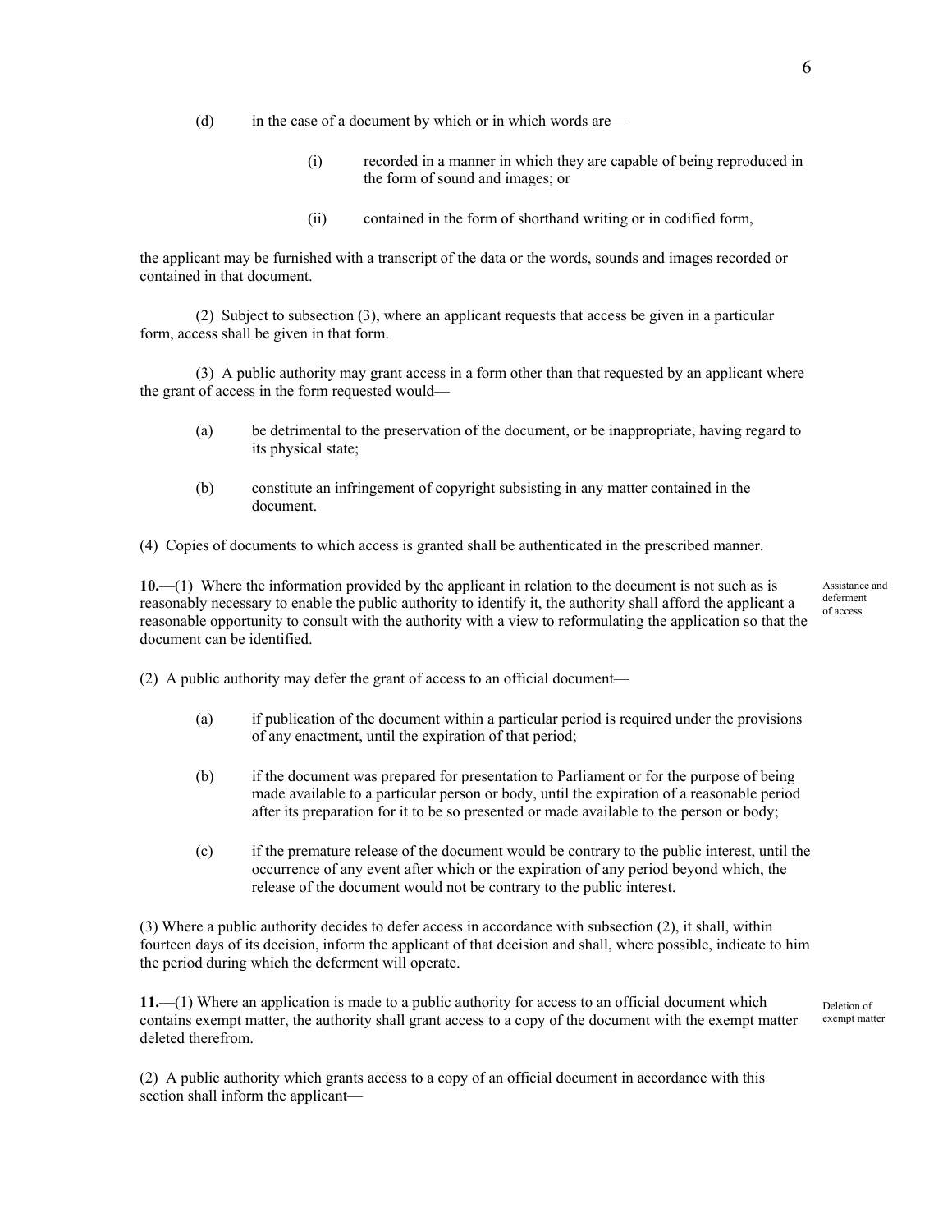(d) in the case of a document by which or in which words are—

  (i) recorded in a manner in which they are capable of being reproduced in the form of sound and images; or

  (ii) contained in the form of shorthand writing or in codified form,

the applicant may be furnished with a transcript of the data or the words, sounds and images recorded or contained in that document.

(2) Subject to subsection (3), where an applicant requests that access be given in a particular form, access shall be given in that form.

(3) A public authority may grant access in a form other than that requested by an applicant where the grant of access in the form requested would—

(a) be detrimental to the preservation of the document, or be inappropriate, having regard to its physical state;

(b) constitute an infringement of copyright subsisting in any matter contained in the document.

(4) Copies of documents to which access is granted shall be authenticated in the prescribed manner.

*Assistance and deferment of access*

**10.**—(1) Where the information provided by the applicant in relation to the document is not such as is reasonably necessary to enable the public authority to identify it, the authority shall afford the applicant a reasonable opportunity to consult with the authority with a view to reformulating the application so that the document can be identified.

(2) A public authority may defer the grant of access to an official document—

(a) if publication of the document within a particular period is required under the provisions of any enactment, until the expiration of that period;

(b) if the document was prepared for presentation to Parliament or for the purpose of being made available to a particular person or body, until the expiration of a reasonable period after its preparation for it to be so presented or made available to the person or body;

(c) if the premature release of the document would be contrary to the public interest, until the occurrence of any event after which or the expiration of any period beyond which, the release of the document would not be contrary to the public interest.

(3) Where a public authority decides to defer access in accordance with subsection (2), it shall, within fourteen days of its decision, inform the applicant of that decision and shall, where possible, indicate to him the period during which the deferment will operate.

*Deletion of exempt matter*

**11.**—(1) Where an application is made to a public authority for access to an official document which contains exempt matter, the authority shall grant access to a copy of the document with the exempt matter deleted therefrom.

(2) A public authority which grants access to a copy of an official document in accordance with this section shall inform the applicant—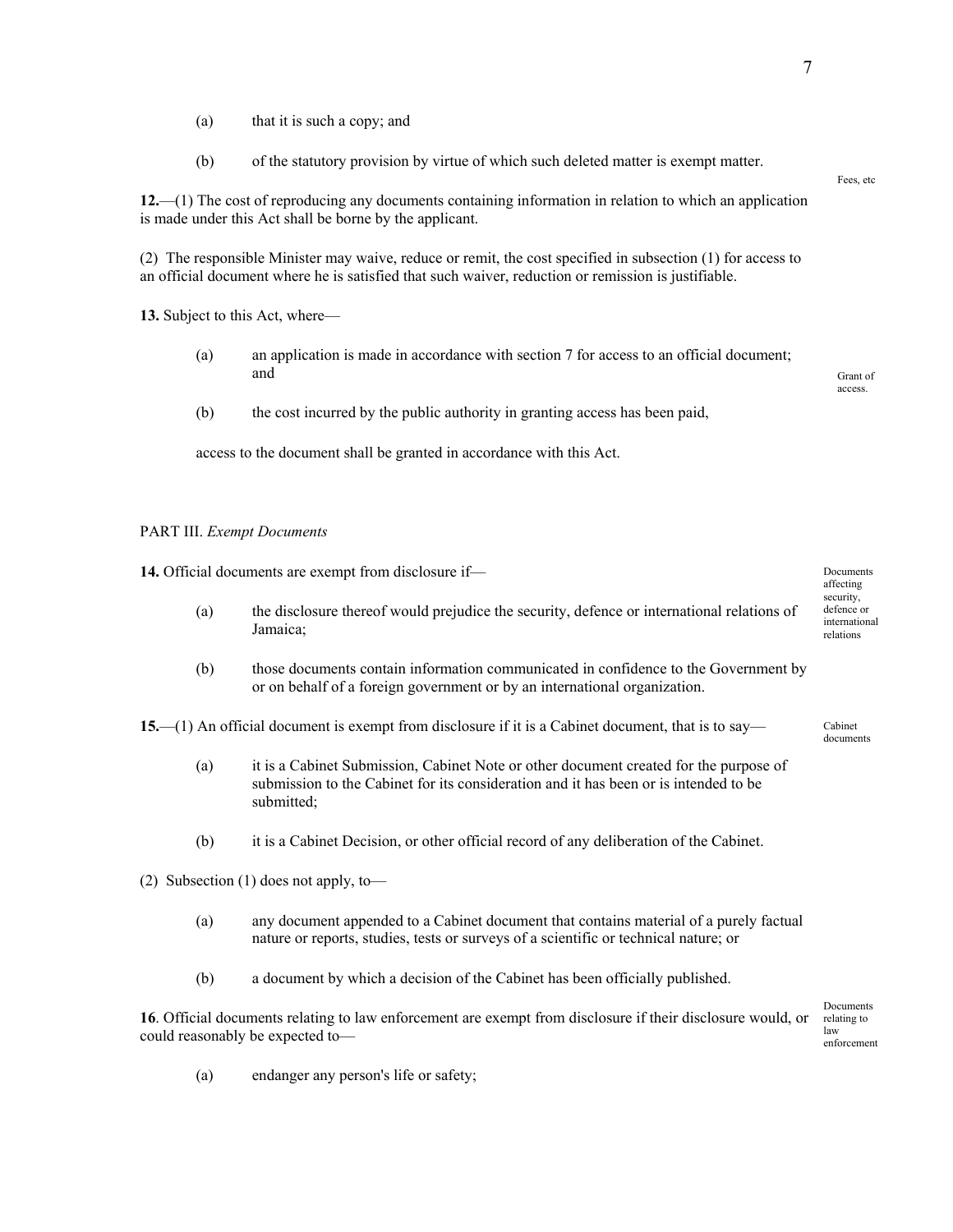(a) that it is such a copy; and

(b) of the statutory provision by virtue of which such deleted matter is exempt matter.

Fees, etc

**12.**—(1) The cost of reproducing any documents containing information in relation to which an application is made under this Act shall be borne by the applicant.

(2) The responsible Minister may waive, reduce or remit, the cost specified in subsection (1) for access to an official document where he is satisfied that such waiver, reduction or remission is justifiable.

Grant of access.

**13.** Subject to this Act, where—

(a) an application is made in accordance with section 7 for access to an official document; and

(b) the cost incurred by the public authority in granting access has been paid,

access to the document shall be granted in accordance with this Act.

## PART III. *Exempt Documents*

Documents affecting security, defence or international relations

**14.** Official documents are exempt from disclosure if—

(a) the disclosure thereof would prejudice the security, defence or international relations of Jamaica;

(b) those documents contain information communicated in confidence to the Government by or on behalf of a foreign government or by an international organization.

Cabinet documents

**15.**—(1) An official document is exempt from disclosure if it is a Cabinet document, that is to say—

(a) it is a Cabinet Submission, Cabinet Note or other document created for the purpose of submission to the Cabinet for its consideration and it has been or is intended to be submitted;

(b) it is a Cabinet Decision, or other official record of any deliberation of the Cabinet.

(2) Subsection (1) does not apply, to—

(a) any document appended to a Cabinet document that contains material of a purely factual nature or reports, studies, tests or surveys of a scientific or technical nature; or

(b) a document by which a decision of the Cabinet has been officially published.

Documents relating to law enforcement

**16**. Official documents relating to law enforcement are exempt from disclosure if their disclosure would, or could reasonably be expected to—

(a) endanger any person's life or safety;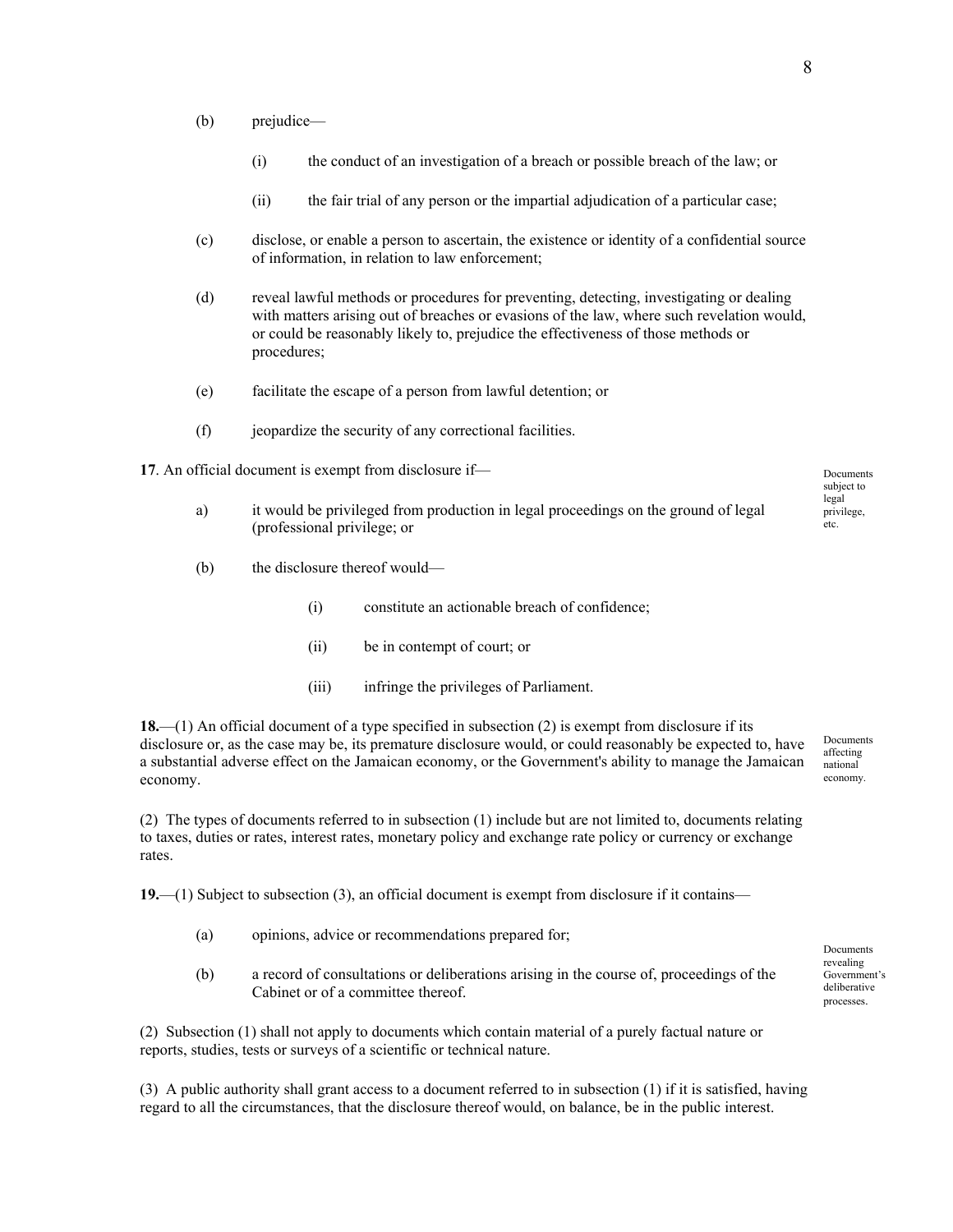(b) prejudice—

(i) the conduct of an investigation of a breach or possible breach of the law; or

(ii) the fair trial of any person or the impartial adjudication of a particular case;

(c) disclose, or enable a person to ascertain, the existence or identity of a confidential source of information, in relation to law enforcement;

(d) reveal lawful methods or procedures for preventing, detecting, investigating or dealing with matters arising out of breaches or evasions of the law, where such revelation would, or could be reasonably likely to, prejudice the effectiveness of those methods or procedures;

(e) facilitate the escape of a person from lawful detention; or

(f) jeopardize the security of any correctional facilities.

*Documents subject to legal privilege, etc.*

**17**. An official document is exempt from disclosure if—

a) it would be privileged from production in legal proceedings on the ground of legal (professional privilege; or

(b) the disclosure thereof would—

(i) constitute an actionable breach of confidence;

(ii) be in contempt of court; or

(iii) infringe the privileges of Parliament.

*Documents affecting national economy.*

**18.**—(1) An official document of a type specified in subsection (2) is exempt from disclosure if its disclosure or, as the case may be, its premature disclosure would, or could reasonably be expected to, have a substantial adverse effect on the Jamaican economy, or the Government's ability to manage the Jamaican economy.

(2) The types of documents referred to in subsection (1) include but are not limited to, documents relating to taxes, duties or rates, interest rates, monetary policy and exchange rate policy or currency or exchange rates.

*Documents revealing Government's deliberative processes.*

**19.**—(1) Subject to subsection (3), an official document is exempt from disclosure if it contains—

(a) opinions, advice or recommendations prepared for;

(b) a record of consultations or deliberations arising in the course of, proceedings of the Cabinet or of a committee thereof.

(2) Subsection (1) shall not apply to documents which contain material of a purely factual nature or reports, studies, tests or surveys of a scientific or technical nature.

(3) A public authority shall grant access to a document referred to in subsection (1) if it is satisfied, having regard to all the circumstances, that the disclosure thereof would, on balance, be in the public interest.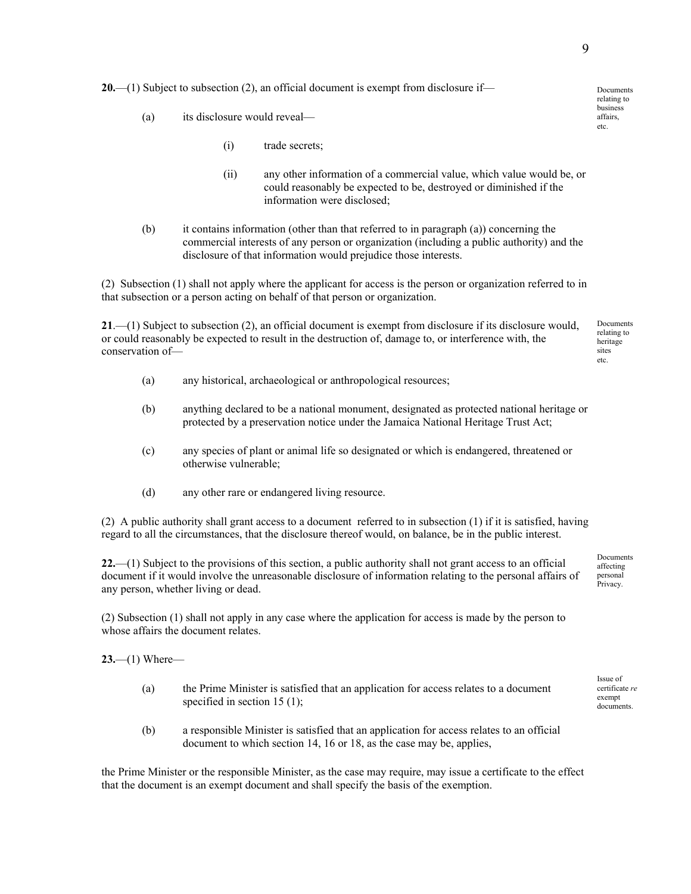**20.**—(1) Subject to subsection (2), an official document is exempt from disclosure if—

Documents relating to business affairs, etc.

(a) its disclosure would reveal—

(i) trade secrets;

(ii) any other information of a commercial value, which value would be, or could reasonably be expected to be, destroyed or diminished if the information were disclosed;

(b) it contains information (other than that referred to in paragraph (a)) concerning the commercial interests of any person or organization (including a public authority) and the disclosure of that information would prejudice those interests.

(2) Subsection (1) shall not apply where the applicant for access is the person or organization referred to in that subsection or a person acting on behalf of that person or organization.

**21**.—(1) Subject to subsection (2), an official document is exempt from disclosure if its disclosure would, or could reasonably be expected to result in the destruction of, damage to, or interference with, the conservation of—

Documents relating to heritage sites etc.

(a) any historical, archaeological or anthropological resources;

(b) anything declared to be a national monument, designated as protected national heritage or protected by a preservation notice under the Jamaica National Heritage Trust Act;

(c) any species of plant or animal life so designated or which is endangered, threatened or otherwise vulnerable;

(d) any other rare or endangered living resource.

(2) A public authority shall grant access to a document referred to in subsection (1) if it is satisfied, having regard to all the circumstances, that the disclosure thereof would, on balance, be in the public interest.

**22.**—(1) Subject to the provisions of this section, a public authority shall not grant access to an official document if it would involve the unreasonable disclosure of information relating to the personal affairs of any person, whether living or dead.

Documents affecting personal Privacy.

(2) Subsection (1) shall not apply in any case where the application for access is made by the person to whose affairs the document relates.

**23.**—(1) Where—

Issue of certificate *re* exempt documents.

(a) the Prime Minister is satisfied that an application for access relates to a document specified in section 15 (1);

(b) a responsible Minister is satisfied that an application for access relates to an official document to which section 14, 16 or 18, as the case may be, applies,

the Prime Minister or the responsible Minister, as the case may require, may issue a certificate to the effect that the document is an exempt document and shall specify the basis of the exemption.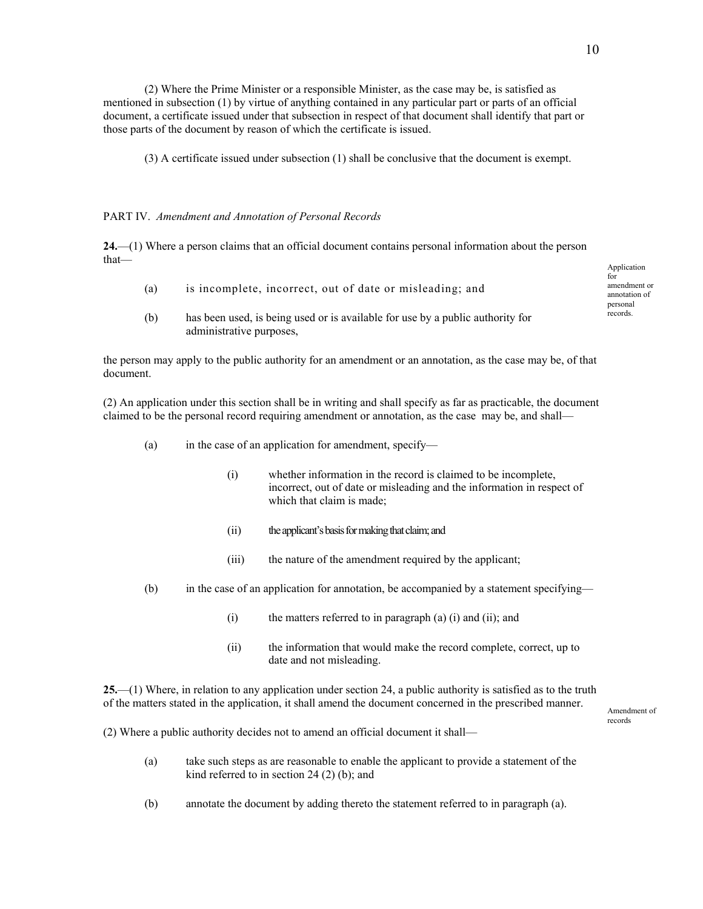(2) Where the Prime Minister or a responsible Minister, as the case may be, is satisfied as mentioned in subsection (1) by virtue of anything contained in any particular part or parts of an official document, a certificate issued under that subsection in respect of that document shall identify that part or those parts of the document by reason of which the certificate is issued.

(3) A certificate issued under subsection (1) shall be conclusive that the document is exempt.

PART IV. *Amendment and Annotation of Personal Records*

Application for amendment or annotation of personal records.

**24.**—(1) Where a person claims that an official document contains personal information about the person that—

(a) is incomplete, incorrect, out of date or misleading; and

(b) has been used, is being used or is available for use by a public authority for administrative purposes,

the person may apply to the public authority for an amendment or an annotation, as the case may be, of that document.

(2) An application under this section shall be in writing and shall specify as far as practicable, the document claimed to be the personal record requiring amendment or annotation, as the case may be, and shall—

(a) in the case of an application for amendment, specify—

(i) whether information in the record is claimed to be incomplete, incorrect, out of date or misleading and the information in respect of which that claim is made;

(ii) the applicant's basis for making that claim; and

(iii) the nature of the amendment required by the applicant;

(b) in the case of an application for annotation, be accompanied by a statement specifying—

(i) the matters referred to in paragraph (a) (i) and (ii); and

(ii) the information that would make the record complete, correct, up to date and not misleading.

Amendment of records

**25.**—(1) Where, in relation to any application under section 24, a public authority is satisfied as to the truth of the matters stated in the application, it shall amend the document concerned in the prescribed manner.

(2) Where a public authority decides not to amend an official document it shall—

(a) take such steps as are reasonable to enable the applicant to provide a statement of the kind referred to in section 24 (2) (b); and

(b) annotate the document by adding thereto the statement referred to in paragraph (a).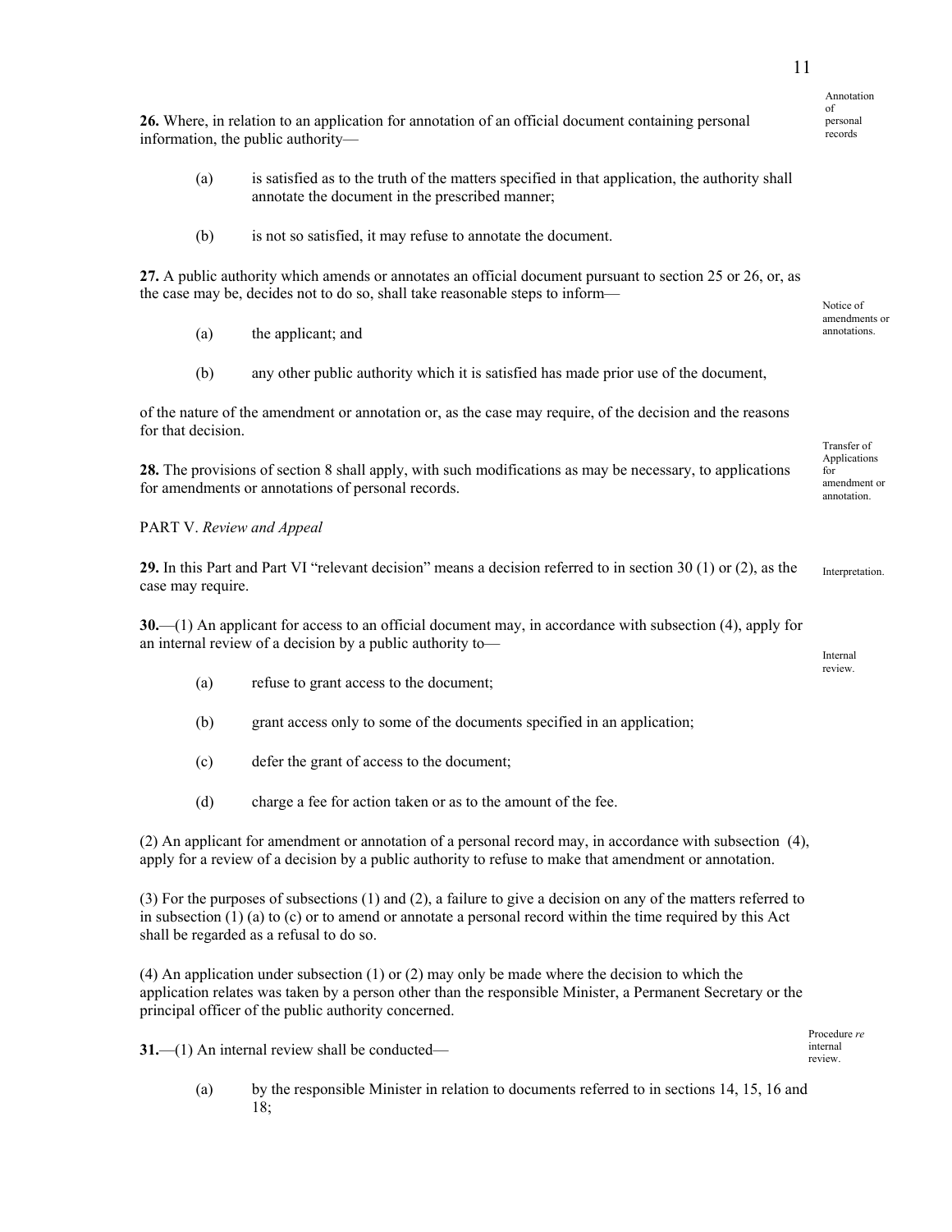**26.** Where, in relation to an application for annotation of an official document containing personal information, the public authority—

Annotation of personal records

(a) is satisfied as to the truth of the matters specified in that application, the authority shall annotate the document in the prescribed manner;

(b) is not so satisfied, it may refuse to annotate the document.

**27.** A public authority which amends or annotates an official document pursuant to section 25 or 26, or, as the case may be, decides not to do so, shall take reasonable steps to inform—

Notice of amendments or annotations.

(a) the applicant; and

(b) any other public authority which it is satisfied has made prior use of the document,

of the nature of the amendment or annotation or, as the case may require, of the decision and the reasons for that decision.

Transfer of Applications for amendment or annotation.

**28.** The provisions of section 8 shall apply, with such modifications as may be necessary, to applications for amendments or annotations of personal records.

PART V. *Review and Appeal*

**29.** In this Part and Part VI "relevant decision" means a decision referred to in section 30 (1) or (2), as the case may require.

Interpretation.

**30.**—(1) An applicant for access to an official document may, in accordance with subsection (4), apply for an internal review of a decision by a public authority to—

Internal review.

(a) refuse to grant access to the document;

(b) grant access only to some of the documents specified in an application;

(c) defer the grant of access to the document;

(d) charge a fee for action taken or as to the amount of the fee.

(2) An applicant for amendment or annotation of a personal record may, in accordance with subsection (4), apply for a review of a decision by a public authority to refuse to make that amendment or annotation.

(3) For the purposes of subsections (1) and (2), a failure to give a decision on any of the matters referred to in subsection (1) (a) to (c) or to amend or annotate a personal record within the time required by this Act shall be regarded as a refusal to do so.

(4) An application under subsection (1) or (2) may only be made where the decision to which the application relates was taken by a person other than the responsible Minister, a Permanent Secretary or the principal officer of the public authority concerned.

Procedure *re* internal review.

**31.**—(1) An internal review shall be conducted—

(a) by the responsible Minister in relation to documents referred to in sections 14, 15, 16 and 18;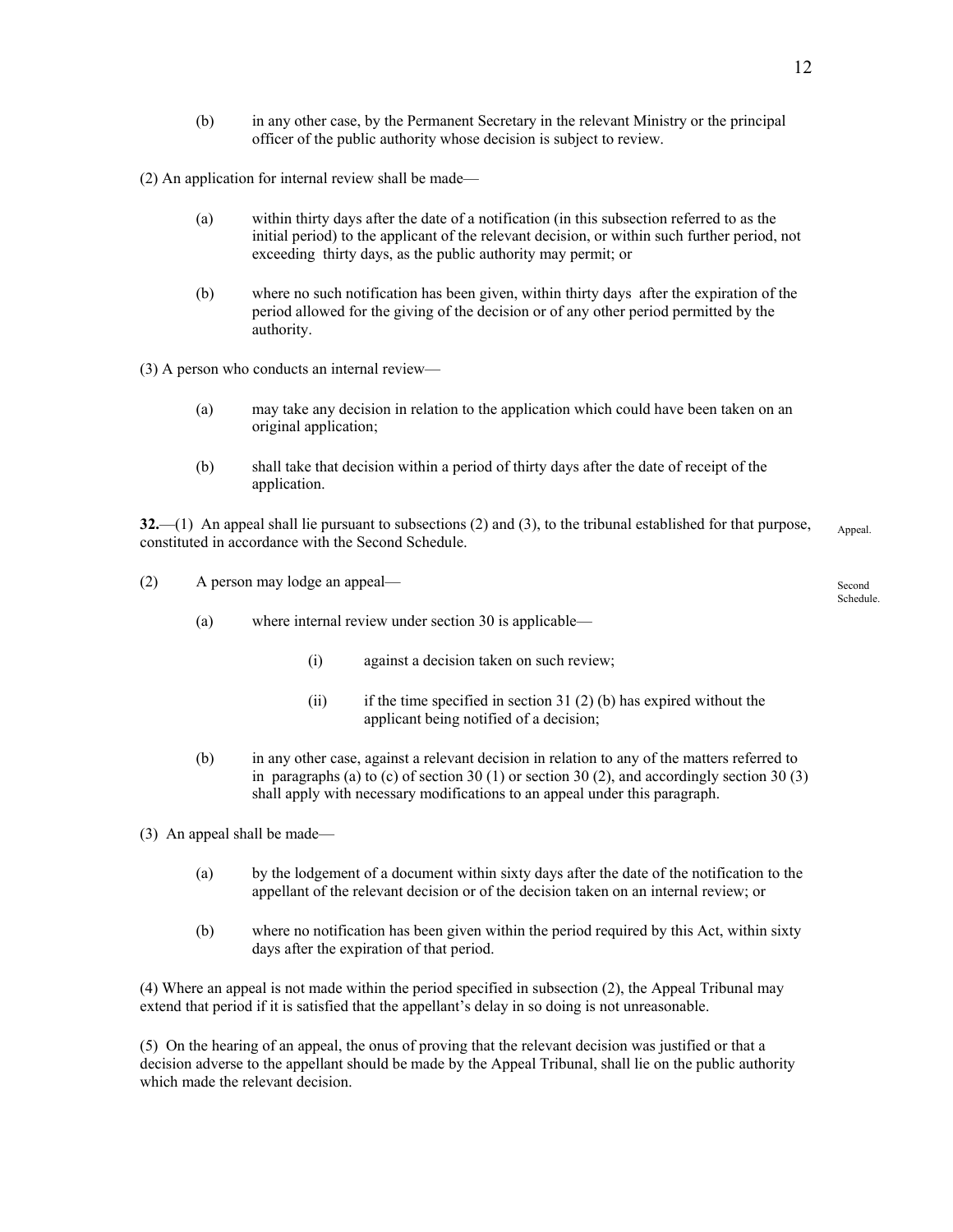(b) in any other case, by the Permanent Secretary in the relevant Ministry or the principal officer of the public authority whose decision is subject to review.

(2) An application for internal review shall be made—

(a) within thirty days after the date of a notification (in this subsection referred to as the initial period) to the applicant of the relevant decision, or within such further period, not exceeding thirty days, as the public authority may permit; or

(b) where no such notification has been given, within thirty days after the expiration of the period allowed for the giving of the decision or of any other period permitted by the authority.

(3) A person who conducts an internal review—

(a) may take any decision in relation to the application which could have been taken on an original application;

(b) shall take that decision within a period of thirty days after the date of receipt of the application.

**32.**—(1) An appeal shall lie pursuant to subsections (2) and (3), to the tribunal established for that purpose, constituted in accordance with the Second Schedule.

Appeal.

Second Schedule.

(2) A person may lodge an appeal—

(a) where internal review under section 30 is applicable—

(i) against a decision taken on such review;

(ii) if the time specified in section 31 (2) (b) has expired without the applicant being notified of a decision;

(b) in any other case, against a relevant decision in relation to any of the matters referred to in paragraphs (a) to (c) of section 30 (1) or section 30 (2), and accordingly section 30 (3) shall apply with necessary modifications to an appeal under this paragraph.

(3) An appeal shall be made—

(a) by the lodgement of a document within sixty days after the date of the notification to the appellant of the relevant decision or of the decision taken on an internal review; or

(b) where no notification has been given within the period required by this Act, within sixty days after the expiration of that period.

(4) Where an appeal is not made within the period specified in subsection (2), the Appeal Tribunal may extend that period if it is satisfied that the appellant's delay in so doing is not unreasonable.

(5) On the hearing of an appeal, the onus of proving that the relevant decision was justified or that a decision adverse to the appellant should be made by the Appeal Tribunal, shall lie on the public authority which made the relevant decision.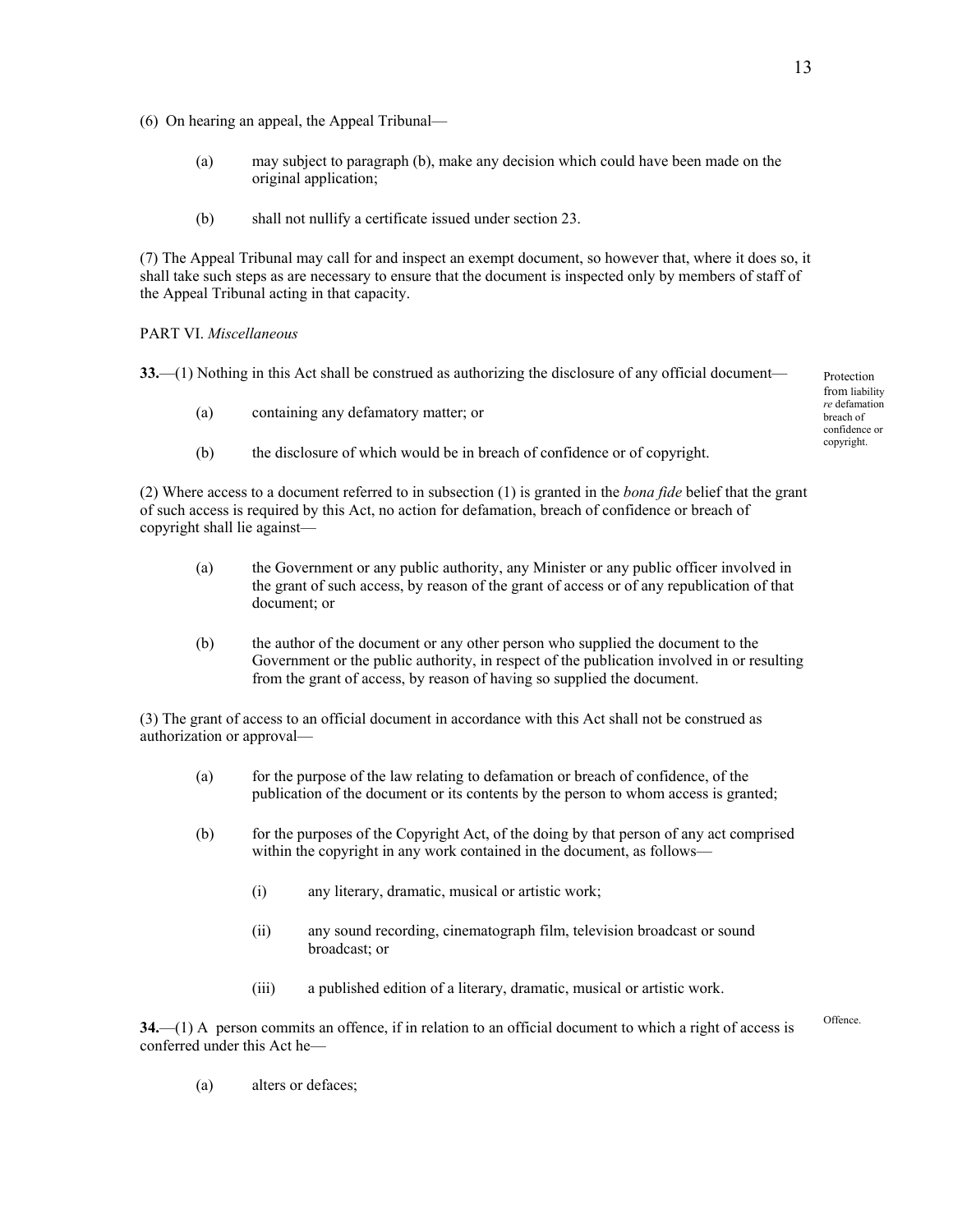(6) On hearing an appeal, the Appeal Tribunal—

(a) may subject to paragraph (b), make any decision which could have been made on the original application;

(b) shall not nullify a certificate issued under section 23.

(7) The Appeal Tribunal may call for and inspect an exempt document, so however that, where it does so, it shall take such steps as are necessary to ensure that the document is inspected only by members of staff of the Appeal Tribunal acting in that capacity.

PART VI. *Miscellaneous*

Protection from liability *re* defamation breach of confidence or copyright.

**33.**—(1) Nothing in this Act shall be construed as authorizing the disclosure of any official document—

(a) containing any defamatory matter; or

(b) the disclosure of which would be in breach of confidence or of copyright.

(2) Where access to a document referred to in subsection (1) is granted in the *bona fide* belief that the grant of such access is required by this Act, no action for defamation, breach of confidence or breach of copyright shall lie against—

(a) the Government or any public authority, any Minister or any public officer involved in the grant of such access, by reason of the grant of access or of any republication of that document; or

(b) the author of the document or any other person who supplied the document to the Government or the public authority, in respect of the publication involved in or resulting from the grant of access, by reason of having so supplied the document.

(3) The grant of access to an official document in accordance with this Act shall not be construed as authorization or approval—

(a) for the purpose of the law relating to defamation or breach of confidence, of the publication of the document or its contents by the person to whom access is granted;

(b) for the purposes of the Copyright Act, of the doing by that person of any act comprised within the copyright in any work contained in the document, as follows—

(i) any literary, dramatic, musical or artistic work;

(ii) any sound recording, cinematograph film, television broadcast or sound broadcast; or

(iii) a published edition of a literary, dramatic, musical or artistic work.

Offence.

**34.**—(1) A person commits an offence, if in relation to an official document to which a right of access is conferred under this Act he—

(a) alters or defaces;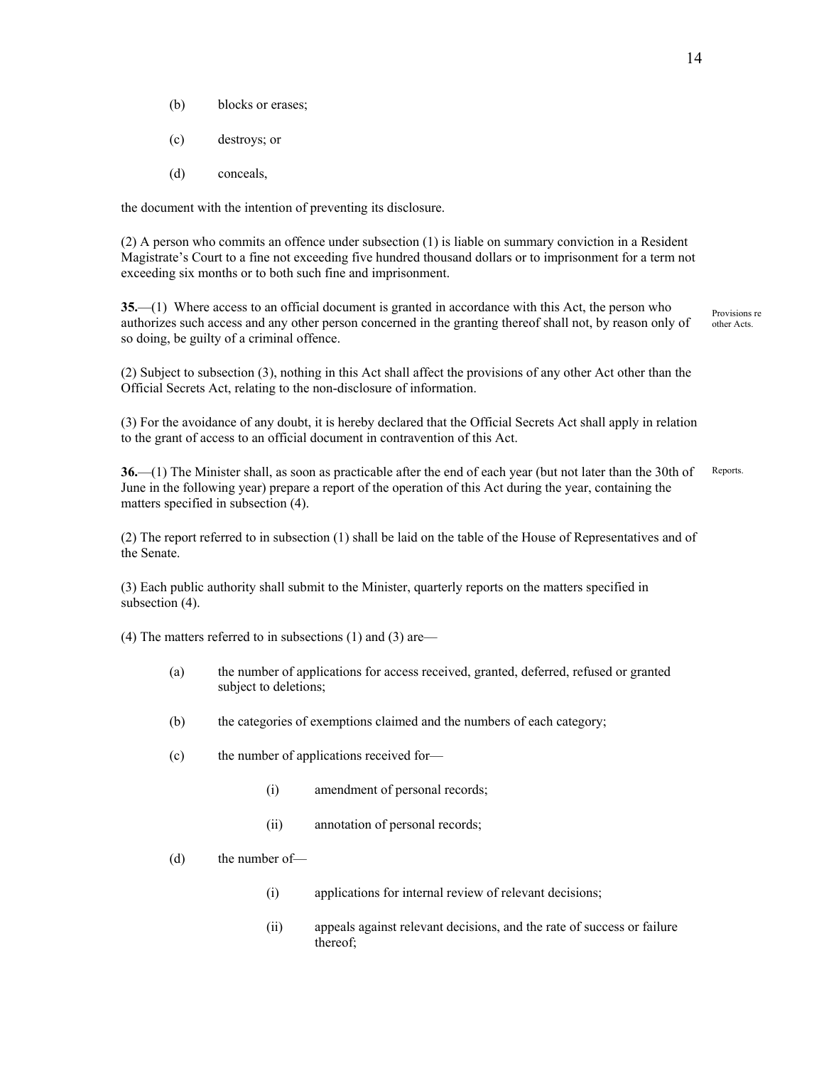(b) blocks or erases;

(c) destroys; or

(d) conceals,

the document with the intention of preventing its disclosure.

(2) A person who commits an offence under subsection (1) is liable on summary conviction in a Resident Magistrate's Court to a fine not exceeding five hundred thousand dollars or to imprisonment for a term not exceeding six months or to both such fine and imprisonment.

Provisions re other Acts.

**35.**—(1) Where access to an official document is granted in accordance with this Act, the person who authorizes such access and any other person concerned in the granting thereof shall not, by reason only of so doing, be guilty of a criminal offence.

(2) Subject to subsection (3), nothing in this Act shall affect the provisions of any other Act other than the Official Secrets Act, relating to the non-disclosure of information.

(3) For the avoidance of any doubt, it is hereby declared that the Official Secrets Act shall apply in relation to the grant of access to an official document in contravention of this Act.

Reports.

**36.**—(1) The Minister shall, as soon as practicable after the end of each year (but not later than the 30th of June in the following year) prepare a report of the operation of this Act during the year, containing the matters specified in subsection (4).

(2) The report referred to in subsection (1) shall be laid on the table of the House of Representatives and of the Senate.

(3) Each public authority shall submit to the Minister, quarterly reports on the matters specified in subsection (4).

(4) The matters referred to in subsections (1) and (3) are—

(a) the number of applications for access received, granted, deferred, refused or granted subject to deletions;

(b) the categories of exemptions claimed and the numbers of each category;

(c) the number of applications received for—

(i) amendment of personal records;

(ii) annotation of personal records;

(d) the number of—

(i) applications for internal review of relevant decisions;

(ii) appeals against relevant decisions, and the rate of success or failure thereof;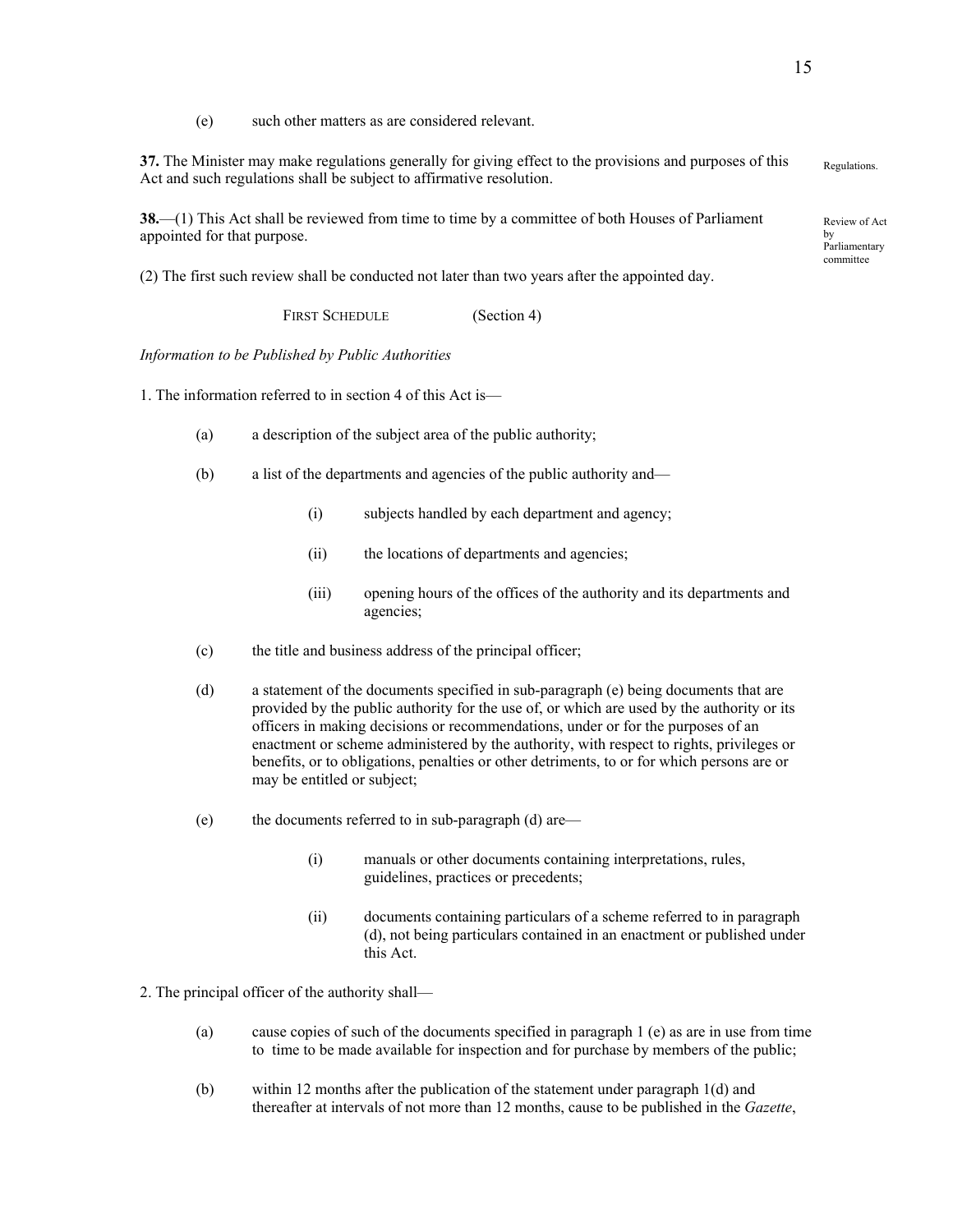(e) such other matters as are considered relevant.

**37.** The Minister may make regulations generally for giving effect to the provisions and purposes of this Act and such regulations shall be subject to affirmative resolution.

Regulations.

**38.**—(1) This Act shall be reviewed from time to time by a committee of both Houses of Parliament appointed for that purpose.

Review of Act by Parliamentary committee

(2) The first such review shall be conducted not later than two years after the appointed day.

FIRST SCHEDULE (Section 4)

*Information to be Published by Public Authorities*

1. The information referred to in section 4 of this Act is—

(a) a description of the subject area of the public authority;

(b) a list of the departments and agencies of the public authority and—

(i) subjects handled by each department and agency;

(ii) the locations of departments and agencies;

(iii) opening hours of the offices of the authority and its departments and agencies;

(c) the title and business address of the principal officer;

(d) a statement of the documents specified in sub-paragraph (e) being documents that are provided by the public authority for the use of, or which are used by the authority or its officers in making decisions or recommendations, under or for the purposes of an enactment or scheme administered by the authority, with respect to rights, privileges or benefits, or to obligations, penalties or other detriments, to or for which persons are or may be entitled or subject;

(e) the documents referred to in sub-paragraph (d) are—

(i) manuals or other documents containing interpretations, rules, guidelines, practices or precedents;

(ii) documents containing particulars of a scheme referred to in paragraph (d), not being particulars contained in an enactment or published under this Act.

2. The principal officer of the authority shall—

(a) cause copies of such of the documents specified in paragraph 1 (e) as are in use from time to time to be made available for inspection and for purchase by members of the public;

(b) within 12 months after the publication of the statement under paragraph 1(d) and thereafter at intervals of not more than 12 months, cause to be published in the *Gazette*,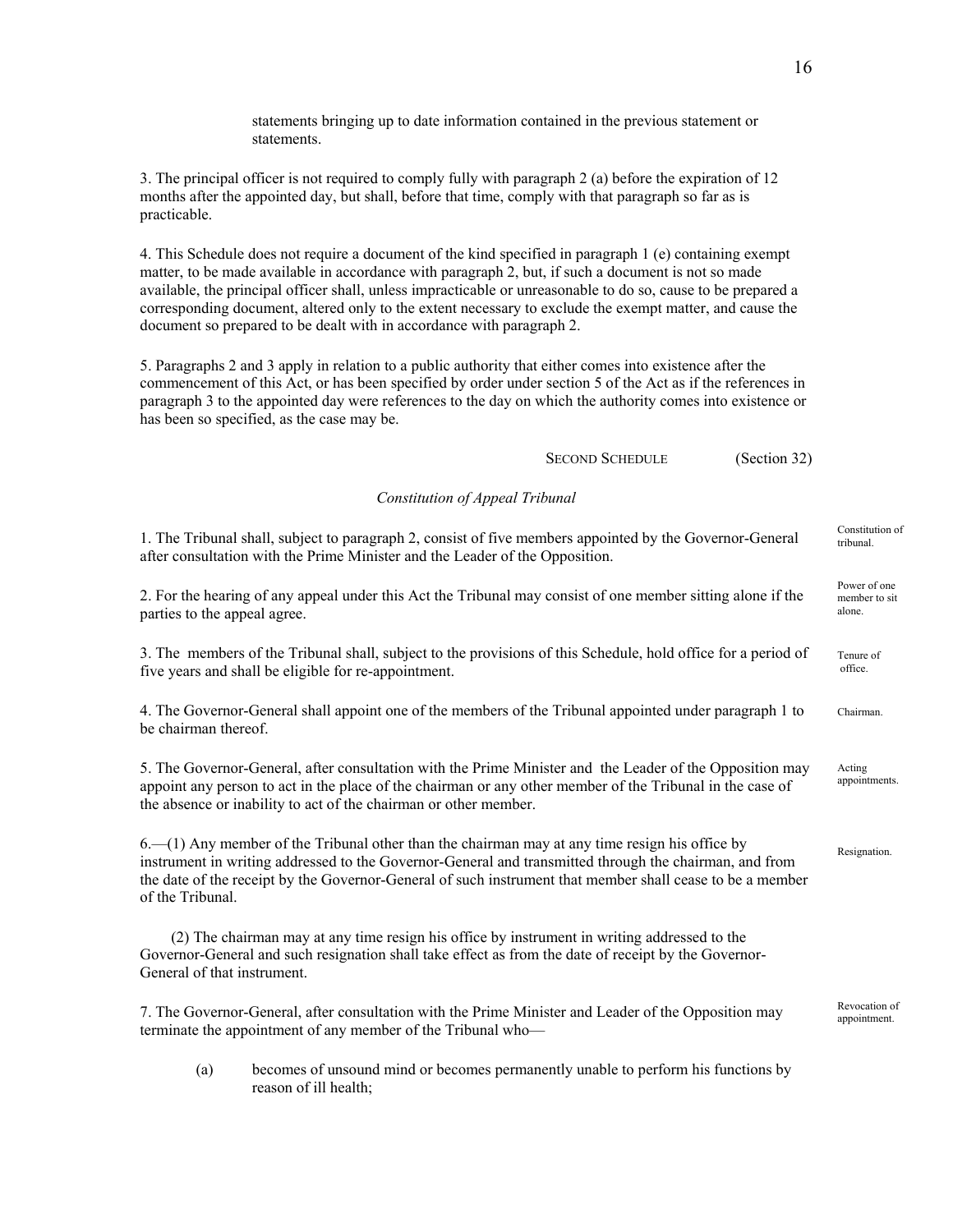statements bringing up to date information contained in the previous statement or statements.

3. The principal officer is not required to comply fully with paragraph 2 (a) before the expiration of 12 months after the appointed day, but shall, before that time, comply with that paragraph so far as is practicable.

4. This Schedule does not require a document of the kind specified in paragraph 1 (e) containing exempt matter, to be made available in accordance with paragraph 2, but, if such a document is not so made available, the principal officer shall, unless impracticable or unreasonable to do so, cause to be prepared a corresponding document, altered only to the extent necessary to exclude the exempt matter, and cause the document so prepared to be dealt with in accordance with paragraph 2.

5. Paragraphs 2 and 3 apply in relation to a public authority that either comes into existence after the commencement of this Act, or has been specified by order under section 5 of the Act as if the references in paragraph 3 to the appointed day were references to the day on which the authority comes into existence or has been so specified, as the case may be.

## SECOND SCHEDULE (Section 32)

*Constitution of Appeal Tribunal*

Constitution of tribunal.

1. The Tribunal shall, subject to paragraph 2, consist of five members appointed by the Governor-General after consultation with the Prime Minister and the Leader of the Opposition.

Power of one member to sit alone.

2. For the hearing of any appeal under this Act the Tribunal may consist of one member sitting alone if the parties to the appeal agree.

Tenure of office.

3. The members of the Tribunal shall, subject to the provisions of this Schedule, hold office for a period of five years and shall be eligible for re-appointment.

Chairman.

4. The Governor-General shall appoint one of the members of the Tribunal appointed under paragraph 1 to be chairman thereof.

Acting appointments.

5. The Governor-General, after consultation with the Prime Minister and the Leader of the Opposition may appoint any person to act in the place of the chairman or any other member of the Tribunal in the case of the absence or inability to act of the chairman or other member.

Resignation.

6.—(1) Any member of the Tribunal other than the chairman may at any time resign his office by instrument in writing addressed to the Governor-General and transmitted through the chairman, and from the date of the receipt by the Governor-General of such instrument that member shall cease to be a member of the Tribunal.

(2) The chairman may at any time resign his office by instrument in writing addressed to the Governor-General and such resignation shall take effect as from the date of receipt by the Governor-General of that instrument.

Revocation of appointment.

7. The Governor-General, after consultation with the Prime Minister and Leader of the Opposition may terminate the appointment of any member of the Tribunal who—

(a) becomes of unsound mind or becomes permanently unable to perform his functions by reason of ill health;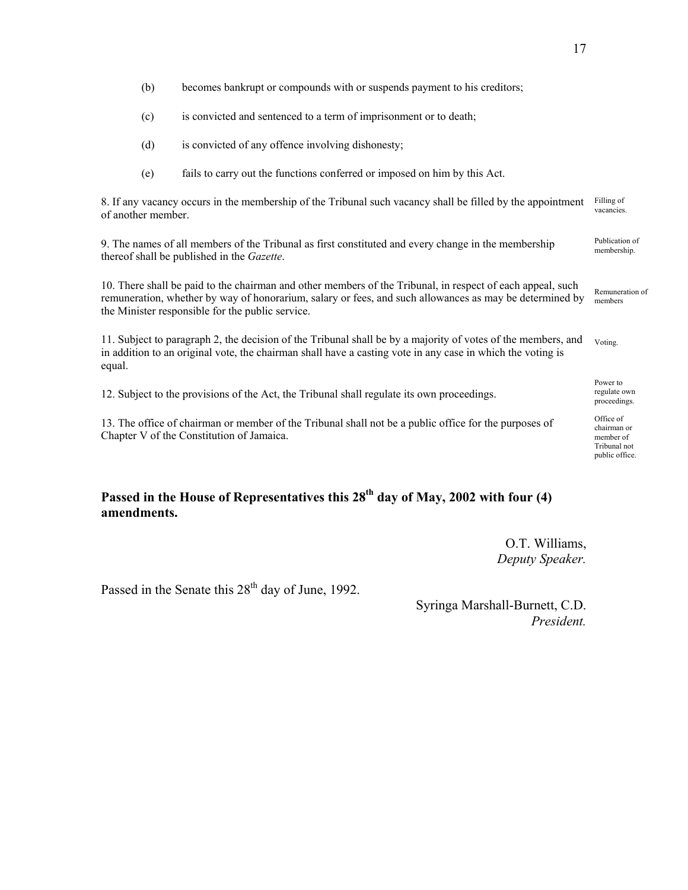(b) becomes bankrupt or compounds with or suspends payment to his creditors;

(c) is convicted and sentenced to a term of imprisonment or to death;

(d) is convicted of any offence involving dishonesty;

(e) fails to carry out the functions conferred or imposed on him by this Act.

Filling of vacancies.

8. If any vacancy occurs in the membership of the Tribunal such vacancy shall be filled by the appointment of another member.

Publication of membership.

9. The names of all members of the Tribunal as first constituted and every change in the membership thereof shall be published in the *Gazette*.

Remuneration of members

10. There shall be paid to the chairman and other members of the Tribunal, in respect of each appeal, such remuneration, whether by way of honorarium, salary or fees, and such allowances as may be determined by the Minister responsible for the public service.

Voting.

11. Subject to paragraph 2, the decision of the Tribunal shall be by a majority of votes of the members, and in addition to an original vote, the chairman shall have a casting vote in any case in which the voting is equal.

Power to regulate own proceedings.

12. Subject to the provisions of the Act, the Tribunal shall regulate its own proceedings.

Office of chairman or member of Tribunal not public office.

13. The office of chairman or member of the Tribunal shall not be a public office for the purposes of Chapter V of the Constitution of Jamaica.

**Passed in the House of Representatives this 28th day of May, 2002 with four (4) amendments.**

O.T. Williams,
*Deputy Speaker.*

Passed in the Senate this 28th day of June, 1992.

Syringa Marshall-Burnett, C.D.
*President.*